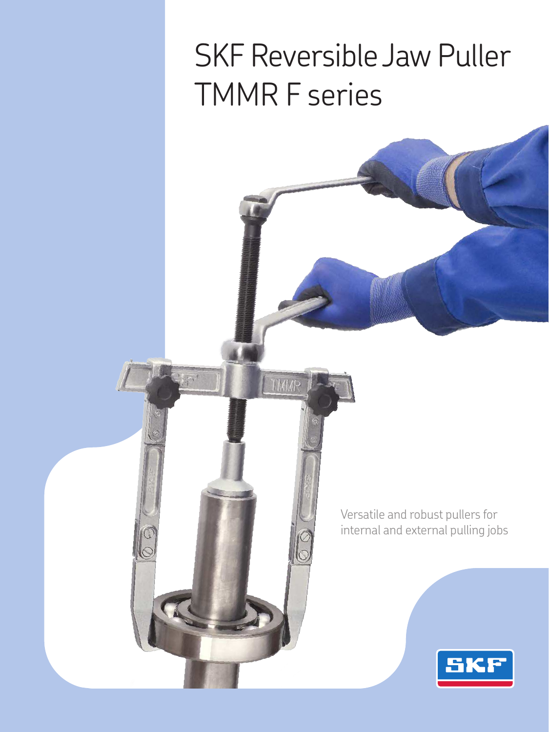# SKF Reversible Jaw Puller TMMR F series

Versatile and robust pullers for internal and external pulling jobs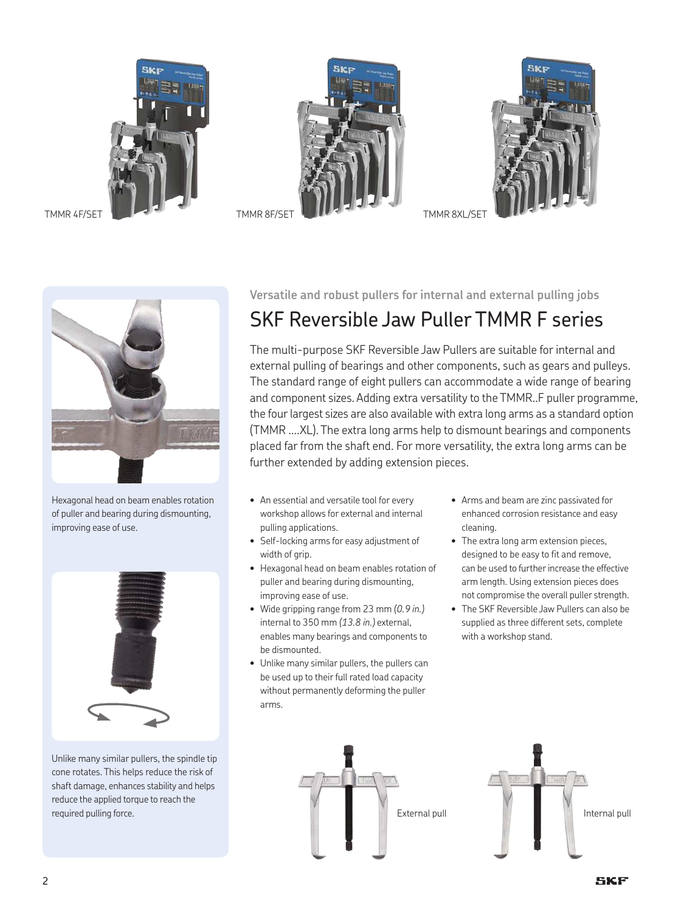TMMR 4F/SET

TMMR 8F/SET

TMMR 8XL/SET

Versatile and robust pullers for internal and external pulling jobs

# SKF Reversible Jaw Puller TMMR F series

The multi-purpose SKF Reversible Jaw Pullers are suitable for internal and external pulling of bearings and other components, such as gears and pulleys. The standard range of eight pullers can accommodate a wide range of bearing and component sizes. Adding extra versatility to the TMMR..F puller programme, the four largest sizes are also available with extra long arms as a standard option (TMMR ....XL). The extra long arms help to dismount bearings and components placed far from the shaft end. For more versatility, the extra long arms can be further extended by adding extension pieces.

- An essential and versatile tool for every workshop allows for external and internal pulling applications.
- Self-locking arms for easy adjustment of width of grip.
- Hexagonal head on beam enables rotation of puller and bearing during dismounting, improving ease of use.
- Wide gripping range from 23 mm *(0.9 in.)* internal to 350 mm *(13.8 in.)* external, enables many bearings and components to be dismounted.
- Unlike many similar pullers, the pullers can be used up to their full rated load capacity without permanently deforming the puller arms.
- Arms and beam are zinc passivated for enhanced corrosion resistance and easy cleaning.
- The extra long arm extension pieces, designed to be easy to fit and remove, can be used to further increase the effective arm length. Using extension pieces does not compromise the overall puller strength.
- The SKF Reversible Jaw Pullers can also be supplied as three different sets, complete with a workshop stand.

Hexagonal head on beam enables rotation of puller and bearing during dismounting, improving ease of use.

Unlike many similar pullers, the spindle tip cone rotates. This helps reduce the risk of shaft damage, enhances stability and helps reduce the applied torque to reach the required pulling force.

External pull

Internal pull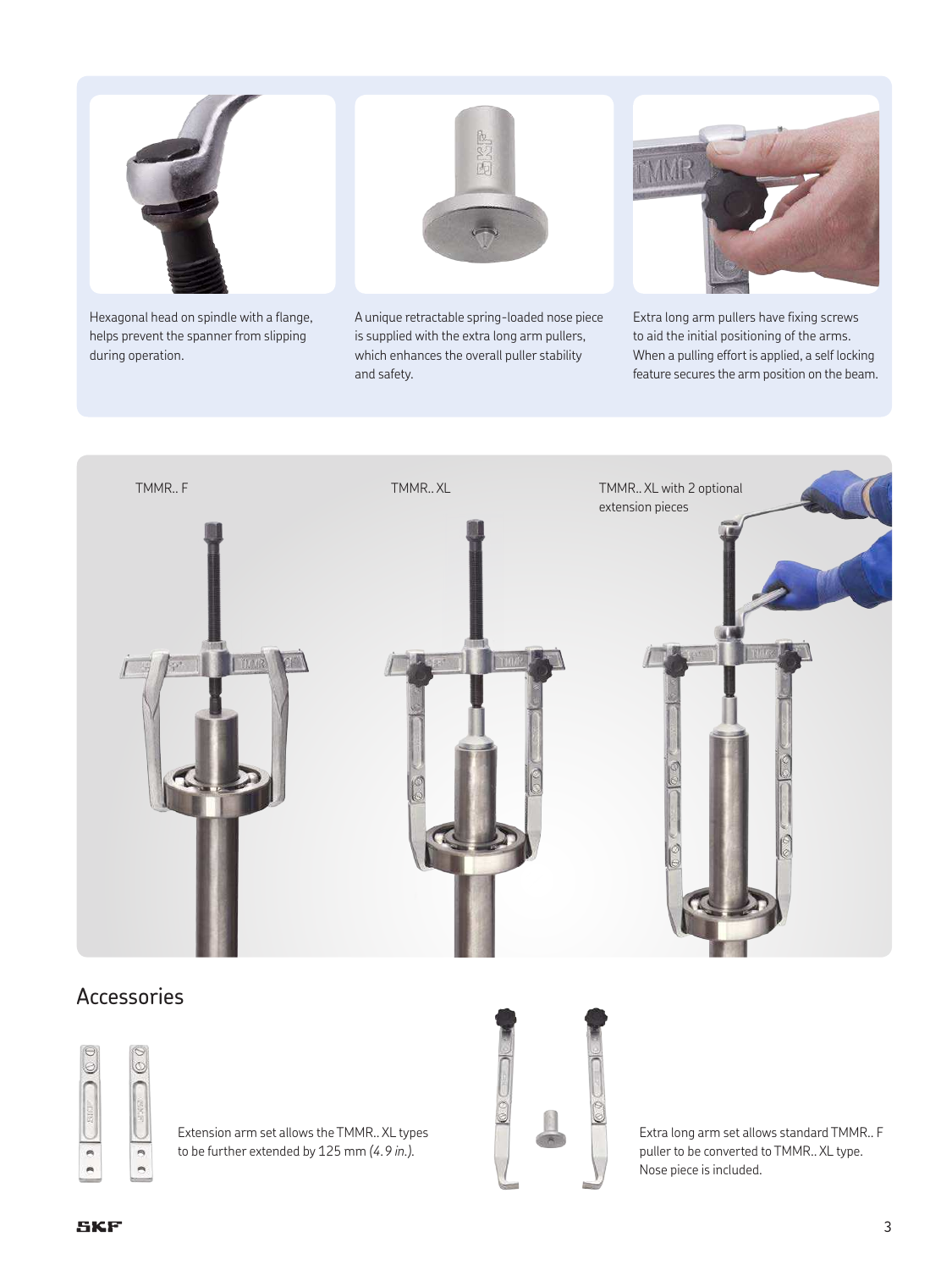Hexagonal head on spindle with a flange, helps prevent the spanner from slipping during operation.

A unique retractable spring-loaded nose piece is supplied with the extra long arm pullers, which enhances the overall puller stability and safety.

Extra long arm pullers have fixing screws to aid the initial positioning of the arms. When a pulling effort is applied, a self locking feature secures the arm position on the beam.

TMMR.. F

TMMR.. XL

TMMR.. XL with 2 optional extension pieces

## Accessories

Extension arm set allows the TMMR.. XL types to be further extended by 125 mm *(4.9 in.)*.

Extra long arm set allows standard TMMR.. F puller to be converted to TMMR.. XL type. Nose piece is included.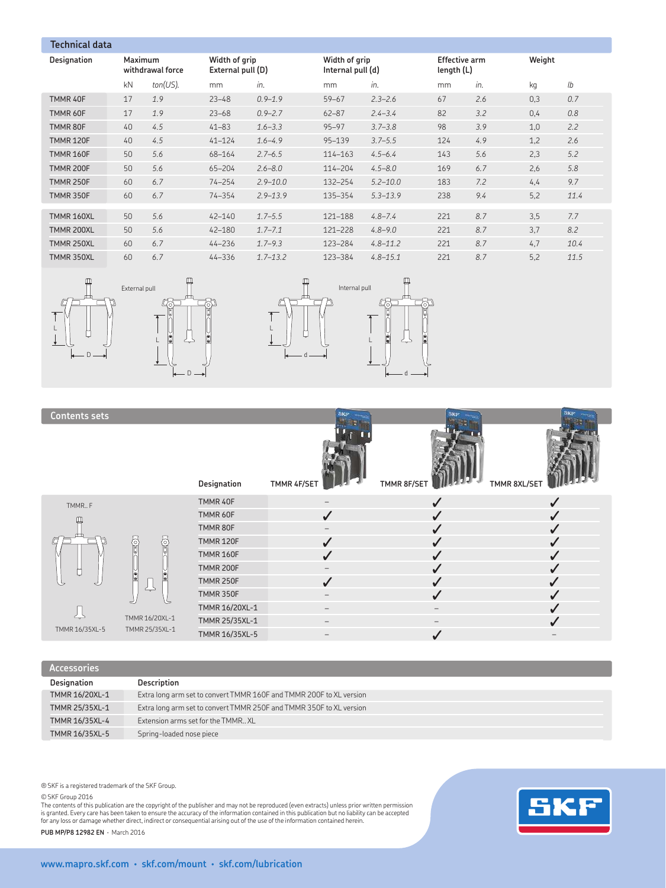## Technical data

| Designation | Maximum withdrawal force | | Width of grip External pull (D) | | Width of grip Internal pull (d) | | Effective arm length (L) | | Weight | |
|---|---|---|---|---|---|---|---|---|---|---|
| | kN | *ton(US).* | mm | *in.* | mm | *in.* | mm | *in.* | kg | *lb* |
| TMMR 40F | 17 | *1.9* | 23–48 | *0.9–1.9* | 59–67 | *2.3–2.6* | 67 | *2.6* | 0,3 | *0.7* |
| TMMR 60F | 17 | *1.9* | 23–68 | *0.9–2.7* | 62–87 | *2.4–3.4* | 82 | *3.2* | 0,4 | *0.8* |
| TMMR 80F | 40 | *4.5* | 41–83 | *1.6–3.3* | 95–97 | *3.7–3.8* | 98 | *3.9* | 1,0 | *2.2* |
| TMMR 120F | 40 | *4.5* | 41–124 | *1.6–4.9* | 95–139 | *3.7–5.5* | 124 | *4.9* | 1,2 | *2.6* |
| TMMR 160F | 50 | *5.6* | 68–164 | *2.7–6.5* | 114–163 | *4.5–6.4* | 143 | *5.6* | 2,3 | *5.2* |
| TMMR 200F | 50 | *5.6* | 65–204 | *2.6–8.0* | 114–204 | *4.5–8.0* | 169 | *6.7* | 2,6 | *5.8* |
| TMMR 250F | 60 | *6.7* | 74–254 | *2.9–10.0* | 132–254 | *5.2–10.0* | 183 | *7.2* | 4,4 | *9.7* |
| TMMR 350F | 60 | *6.7* | 74–354 | *2.9–13.9* | 135–354 | *5.3–13.9* | 238 | *9.4* | 5,2 | *11.4* |
| TMMR 160XL | 50 | *5.6* | 42–140 | *1.7–5.5* | 121–188 | *4.8–7.4* | 221 | *8.7* | 3,5 | *7.7* |
| TMMR 200XL | 50 | *5.6* | 42–180 | *1.7–7.1* | 121–228 | *4.8–9.0* | 221 | *8.7* | 3,7 | *8.2* |
| TMMR 250XL | 60 | *6.7* | 44–236 | *1.7–9.3* | 123–284 | *4.8–11.2* | 221 | *8.7* | 4,7 | *10.4* |
| TMMR 350XL | 60 | *6.7* | 44–336 | *1.7–13.2* | 123–384 | *4.8–15.1* | 221 | *8.7* | 5,2 | *11.5* |

External pull

L

D

Internal pull

L

d

## Contents sets

TMMR.. F

TMMR 16/35XL-5

TMMR 16/20XL-1

TMMR 25/35XL-1

| Designation | TMMR 4F/SET | TMMR 8F/SET | TMMR 8XL/SET |
|---|---|---|---|
| TMMR 40F | – | ✓ | ✓ |
| TMMR 60F | ✓ | ✓ | ✓ |
| TMMR 80F | – | ✓ | ✓ |
| TMMR 120F | ✓ | ✓ | ✓ |
| TMMR 160F | ✓ | ✓ | ✓ |
| TMMR 200F | – | ✓ | ✓ |
| TMMR 250F | ✓ | ✓ | ✓ |
| TMMR 350F | – | ✓ | ✓ |
| TMMR 16/20XL-1 | – | – | ✓ |
| TMMR 25/35XL-1 | – | – | ✓ |
| TMMR 16/35XL-5 | – | ✓ | – |

## Accessories

| Designation | Description |
|---|---|
| TMMR 16/20XL-1 | Extra long arm set to convert TMMR 160F and TMMR 200F to XL version |
| TMMR 25/35XL-1 | Extra long arm set to convert TMMR 250F and TMMR 350F to XL version |
| TMMR 16/35XL-4 | Extension arms set for the TMMR.. XL |
| TMMR 16/35XL-5 | Spring-loaded nose piece |

® SKF is a registered trademark of the SKF Group.

© SKF Group 2016

The contents of this publication are the copyright of the publisher and may not be reproduced (even extracts) unless prior written permission is granted. Every care has been taken to ensure the accuracy of the information contained in this publication but no liability can be accepted for any loss or damage whether direct, indirect or consequential arising out of the use of the information contained herein.

**PUB MP/P8 12982 EN** · March 2016

www.mapro.skf.com • skf.com/mount • skf.com/lubrication